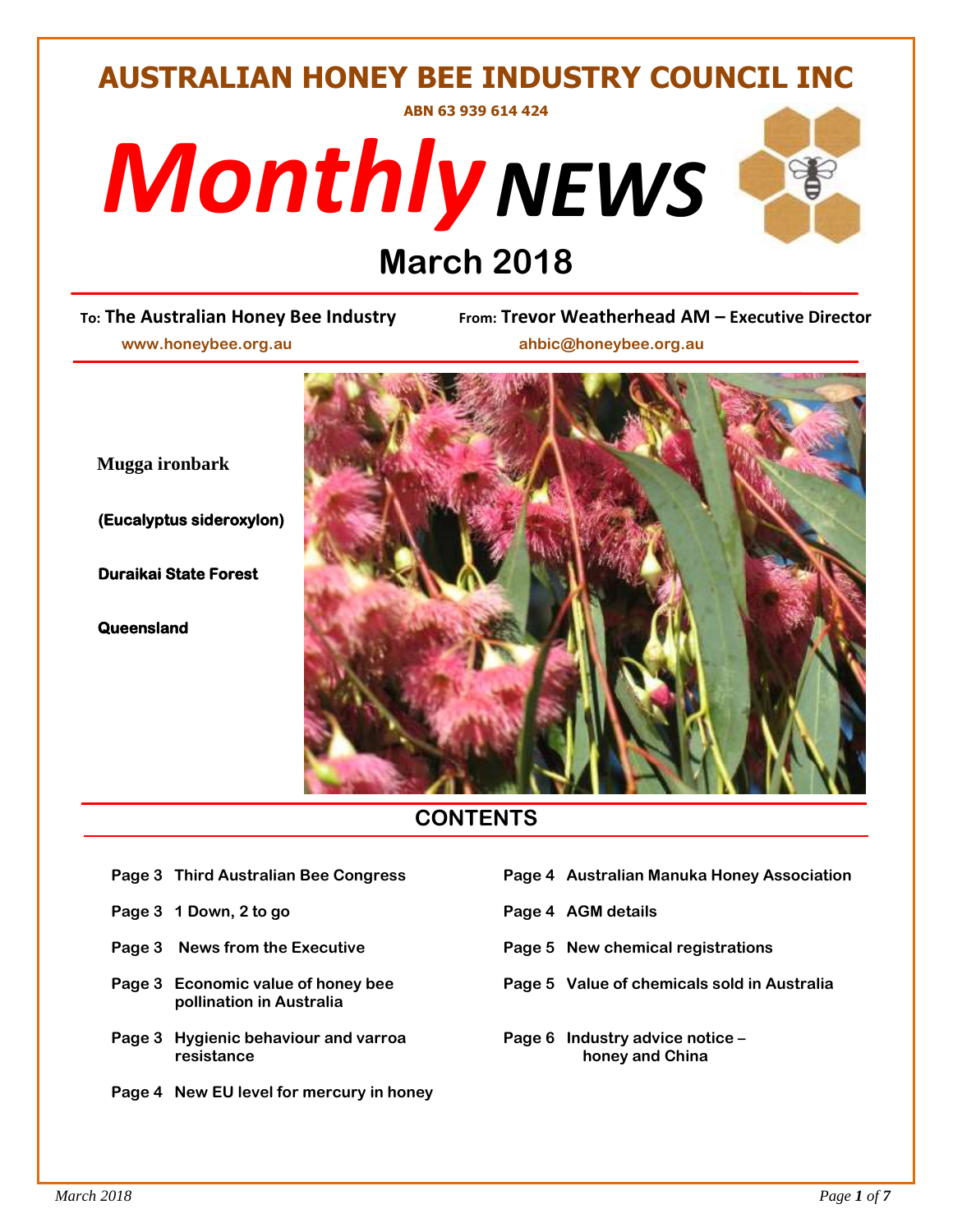# AUSTRALIAN HONEY BEE INDUSTRY COUNCIL INC

**ABN 63 939 614 424**

# *Monthly* *NEWS*

## March 2018

**To: The Australian Honey Bee Industry**
www.honeybee.org.au

**From: Trevor Weatherhead AM – Executive Director**
ahbic@honeybee.org.au

**Mugga ironbark**

**(Eucalyptus sideroxylon)**

**Duraikai State Forest**

**Queensland**

## CONTENTS

- **Page 3 Third Australian Bee Congress**
- **Page 3 1 Down, 2 to go**
- **Page 3 News from the Executive**
- **Page 3 Economic value of honey bee pollination in Australia**
- **Page 3 Hygienic behaviour and varroa resistance**
- **Page 4 New EU level for mercury in honey**
- **Page 4 Australian Manuka Honey Association**
- **Page 4 AGM details**
- **Page 5 New chemical registrations**
- **Page 5 Value of chemicals sold in Australia**
- **Page 6 Industry advice notice – honey and China**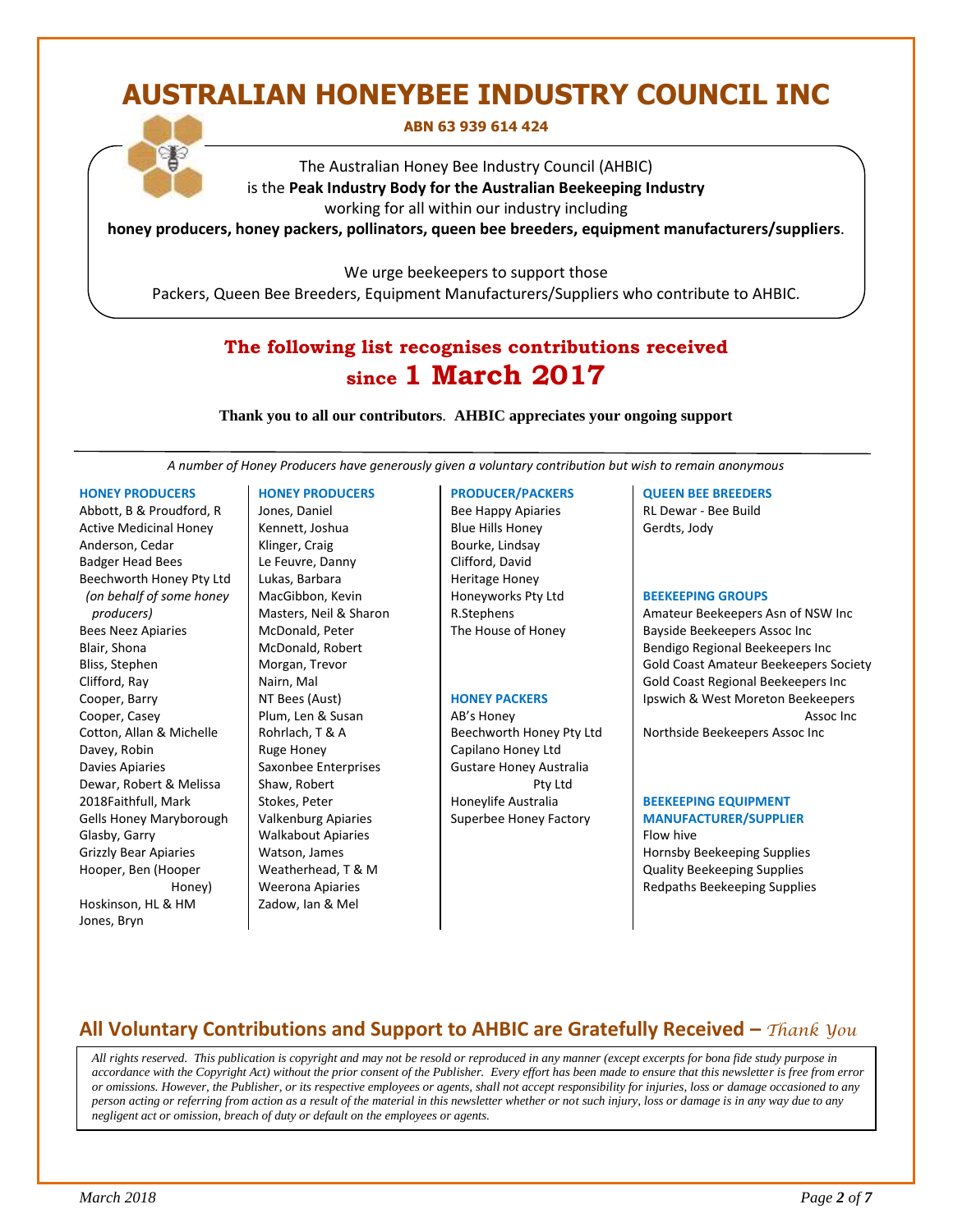# AUSTRALIAN HONEYBEE INDUSTRY COUNCIL INC

**ABN 63 939 614 424**

The Australian Honey Bee Industry Council (AHBIC)
is the **Peak Industry Body for the Australian Beekeeping Industry**
working for all within our industry including
**honey producers, honey packers, pollinators, queen bee breeders, equipment manufacturers/suppliers**.

We urge beekeepers to support those
Packers, Queen Bee Breeders, Equipment Manufacturers/Suppliers who contribute to AHBIC.

## The following list recognises contributions received since 1 March 2017

**Thank you to all our contributors**. **AHBIC appreciates your ongoing support**

*A number of Honey Producers have generously given a voluntary contribution but wish to remain anonymous*

### HONEY PRODUCERS

Abbott, B & Proudford, R
Active Medicinal Honey
Anderson, Cedar
Badger Head Bees
Beechworth Honey Pty Ltd *(on behalf of some honey producers)*
Bees Neez Apiaries
Blair, Shona
Bliss, Stephen
Clifford, Ray
Cooper, Barry
Cooper, Casey
Cotton, Allan & Michelle
Davey, Robin
Davies Apiaries
Dewar, Robert & Melissa
2018Faithfull, Mark
Gells Honey Maryborough
Glasby, Garry
Grizzly Bear Apiaries
Hooper, Ben (Hooper Honey)
Hoskinson, HL & HM
Jones, Bryn

### HONEY PRODUCERS

Jones, Daniel
Kennett, Joshua
Klinger, Craig
Le Feuvre, Danny
Lukas, Barbara
MacGibbon, Kevin
Masters, Neil & Sharon
McDonald, Peter
McDonald, Robert
Morgan, Trevor
Nairn, Mal
NT Bees (Aust)
Plum, Len & Susan
Rohrlach, T & A
Ruge Honey
Saxonbee Enterprises
Shaw, Robert
Stokes, Peter
Valkenburg Apiaries
Walkabout Apiaries
Watson, James
Weatherhead, T & M
Weerona Apiaries
Zadow, Ian & Mel

### PRODUCER/PACKERS

Bee Happy Apiaries
Blue Hills Honey
Bourke, Lindsay
Clifford, David
Heritage Honey
Honeyworks Pty Ltd
R.Stephens
The House of Honey

### HONEY PACKERS

AB's Honey
Beechworth Honey Pty Ltd
Capilano Honey Ltd
Gustare Honey Australia Pty Ltd
Honeylife Australia
Superbee Honey Factory

### QUEEN BEE BREEDERS

RL Dewar - Bee Build
Gerdts, Jody

### BEEKEEPING GROUPS

Amateur Beekeepers Asn of NSW Inc
Bayside Beekeepers Assoc Inc
Bendigo Regional Beekeepers Inc
Gold Coast Amateur Beekeepers Society
Gold Coast Regional Beekeepers Inc
Ipswich & West Moreton Beekeepers Assoc Inc
Northside Beekeepers Assoc Inc

### BEEKEEPING EQUIPMENT MANUFACTURER/SUPPLIER

Flow hive
Hornsby Beekeeping Supplies
Quality Beekeeping Supplies
Redpaths Beekeeping Supplies

## All Voluntary Contributions and Support to AHBIC are Gratefully Received – *Thank You*

*All rights reserved. This publication is copyright and may not be resold or reproduced in any manner (except excerpts for bona fide study purpose in accordance with the Copyright Act) without the prior consent of the Publisher. Every effort has been made to ensure that this newsletter is free from error or omissions. However, the Publisher, or its respective employees or agents, shall not accept responsibility for injuries, loss or damage occasioned to any person acting or referring from action as a result of the material in this newsletter whether or not such injury, loss or damage is in any way due to any negligent act or omission, breach of duty or default on the employees or agents.*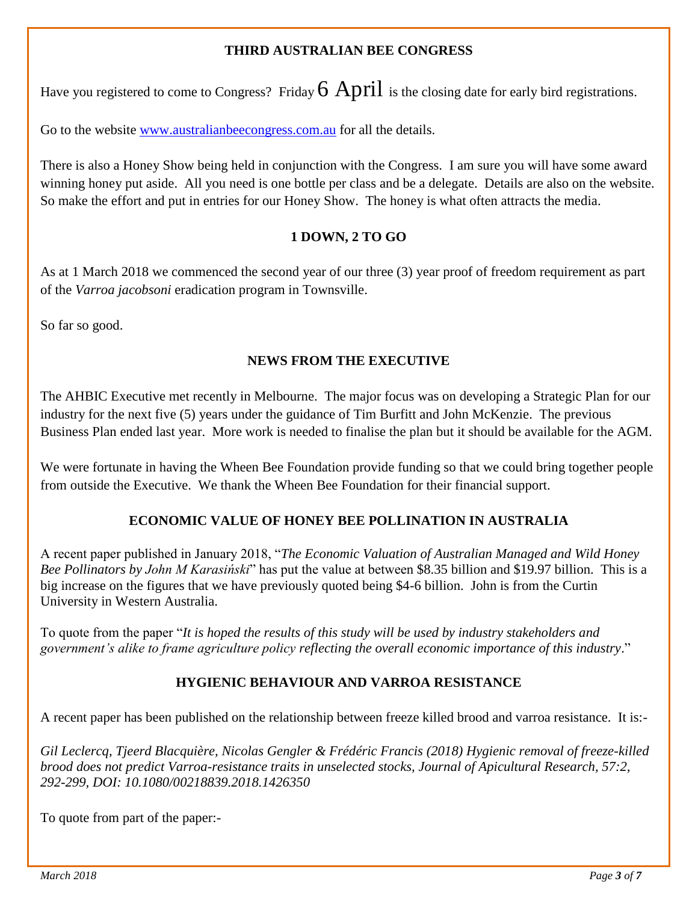## THIRD AUSTRALIAN BEE CONGRESS

Have you registered to come to Congress? Friday 6 April is the closing date for early bird registrations.

Go to the website [www.australianbeecongress.com.au](http://www.australianbeecongress.com.au) for all the details.

There is also a Honey Show being held in conjunction with the Congress. I am sure you will have some award winning honey put aside. All you need is one bottle per class and be a delegate. Details are also on the website. So make the effort and put in entries for our Honey Show. The honey is what often attracts the media.

## 1 DOWN, 2 TO GO

As at 1 March 2018 we commenced the second year of our three (3) year proof of freedom requirement as part of the *Varroa jacobsoni* eradication program in Townsville.

So far so good.

## NEWS FROM THE EXECUTIVE

The AHBIC Executive met recently in Melbourne. The major focus was on developing a Strategic Plan for our industry for the next five (5) years under the guidance of Tim Burfitt and John McKenzie. The previous Business Plan ended last year. More work is needed to finalise the plan but it should be available for the AGM.

We were fortunate in having the Wheen Bee Foundation provide funding so that we could bring together people from outside the Executive. We thank the Wheen Bee Foundation for their financial support.

## ECONOMIC VALUE OF HONEY BEE POLLINATION IN AUSTRALIA

A recent paper published in January 2018, "*The Economic Valuation of Australian Managed and Wild Honey Bee Pollinators by John M Karasiński*" has put the value at between $8.35 billion and $19.97 billion. This is a big increase on the figures that we have previously quoted being $4-6 billion. John is from the Curtin University in Western Australia.

To quote from the paper "*It is hoped the results of this study will be used by industry stakeholders and government's alike to frame agriculture policy reflecting the overall economic importance of this industry*."

## HYGIENIC BEHAVIOUR AND VARROA RESISTANCE

A recent paper has been published on the relationship between freeze killed brood and varroa resistance. It is:-

*Gil Leclercq, Tjeerd Blacquière, Nicolas Gengler & Frédéric Francis (2018) Hygienic removal of freeze-killed brood does not predict Varroa-resistance traits in unselected stocks, Journal of Apicultural Research, 57:2, 292-299, DOI: 10.1080/00218839.2018.1426350*

To quote from part of the paper:-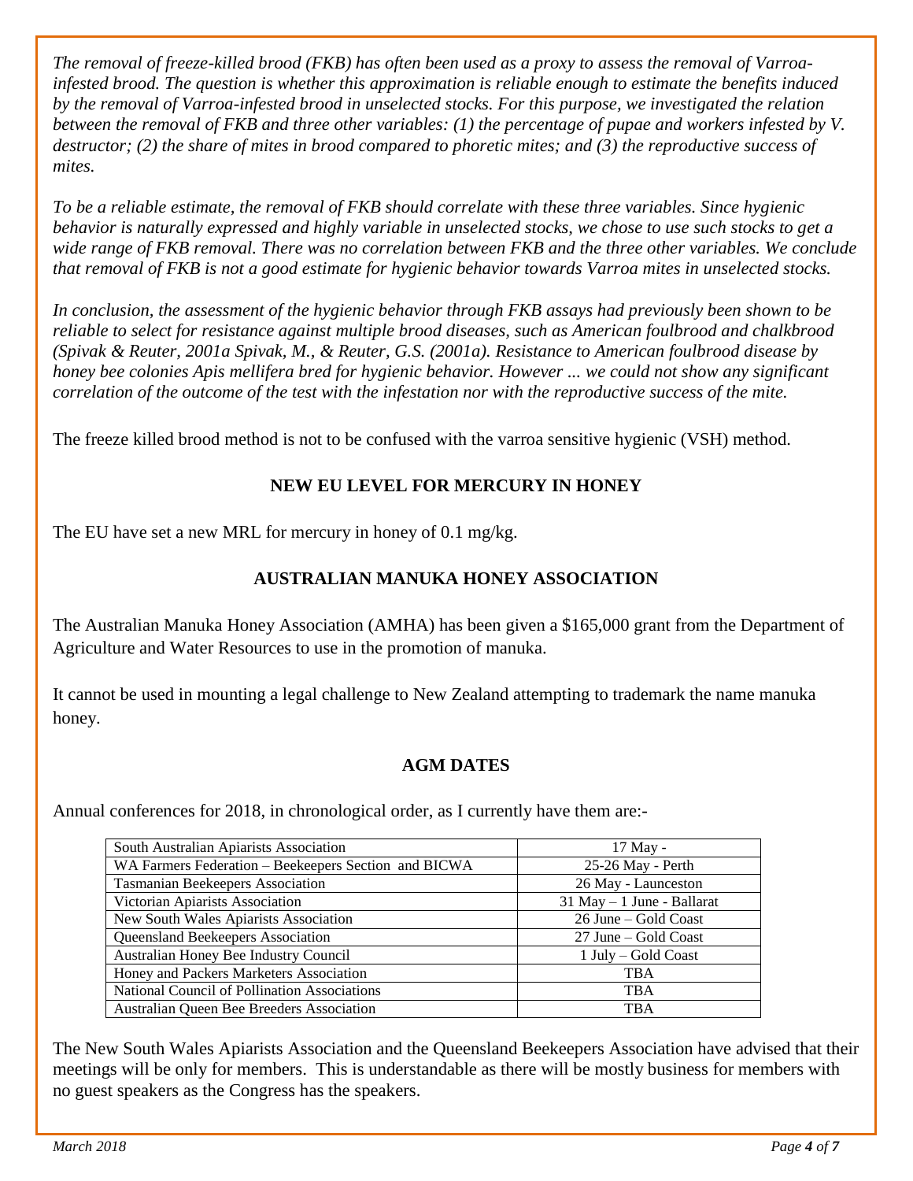*The removal of freeze-killed brood (FKB) has often been used as a proxy to assess the removal of Varroa-infested brood. The question is whether this approximation is reliable enough to estimate the benefits induced by the removal of Varroa-infested brood in unselected stocks. For this purpose, we investigated the relation between the removal of FKB and three other variables: (1) the percentage of pupae and workers infested by V. destructor; (2) the share of mites in brood compared to phoretic mites; and (3) the reproductive success of mites.*

*To be a reliable estimate, the removal of FKB should correlate with these three variables. Since hygienic behavior is naturally expressed and highly variable in unselected stocks, we chose to use such stocks to get a wide range of FKB removal. There was no correlation between FKB and the three other variables. We conclude that removal of FKB is not a good estimate for hygienic behavior towards Varroa mites in unselected stocks.*

*In conclusion, the assessment of the hygienic behavior through FKB assays had previously been shown to be reliable to select for resistance against multiple brood diseases, such as American foulbrood and chalkbrood (Spivak & Reuter, 2001a Spivak, M., & Reuter, G.S. (2001a). Resistance to American foulbrood disease by honey bee colonies Apis mellifera bred for hygienic behavior. However ... we could not show any significant correlation of the outcome of the test with the infestation nor with the reproductive success of the mite.*

The freeze killed brood method is not to be confused with the varroa sensitive hygienic (VSH) method.

## NEW EU LEVEL FOR MERCURY IN HONEY

The EU have set a new MRL for mercury in honey of 0.1 mg/kg.

## AUSTRALIAN MANUKA HONEY ASSOCIATION

The Australian Manuka Honey Association (AMHA) has been given a $165,000 grant from the Department of Agriculture and Water Resources to use in the promotion of manuka.

It cannot be used in mounting a legal challenge to New Zealand attempting to trademark the name manuka honey.

## AGM DATES

Annual conferences for 2018, in chronological order, as I currently have them are:-

| Association | Date |
|---|---|
| South Australian Apiarists Association | 17 May - |
| WA Farmers Federation – Beekeepers Section and BICWA | 25-26 May - Perth |
| Tasmanian Beekeepers Association | 26 May - Launceston |
| Victorian Apiarists Association | 31 May – 1 June - Ballarat |
| New South Wales Apiarists Association | 26 June – Gold Coast |
| Queensland Beekeepers Association | 27 June – Gold Coast |
| Australian Honey Bee Industry Council | 1 July – Gold Coast |
| Honey and Packers Marketers Association | TBA |
| National Council of Pollination Associations | TBA |
| Australian Queen Bee Breeders Association | TBA |

The New South Wales Apiarists Association and the Queensland Beekeepers Association have advised that their meetings will be only for members. This is understandable as there will be mostly business for members with no guest speakers as the Congress has the speakers.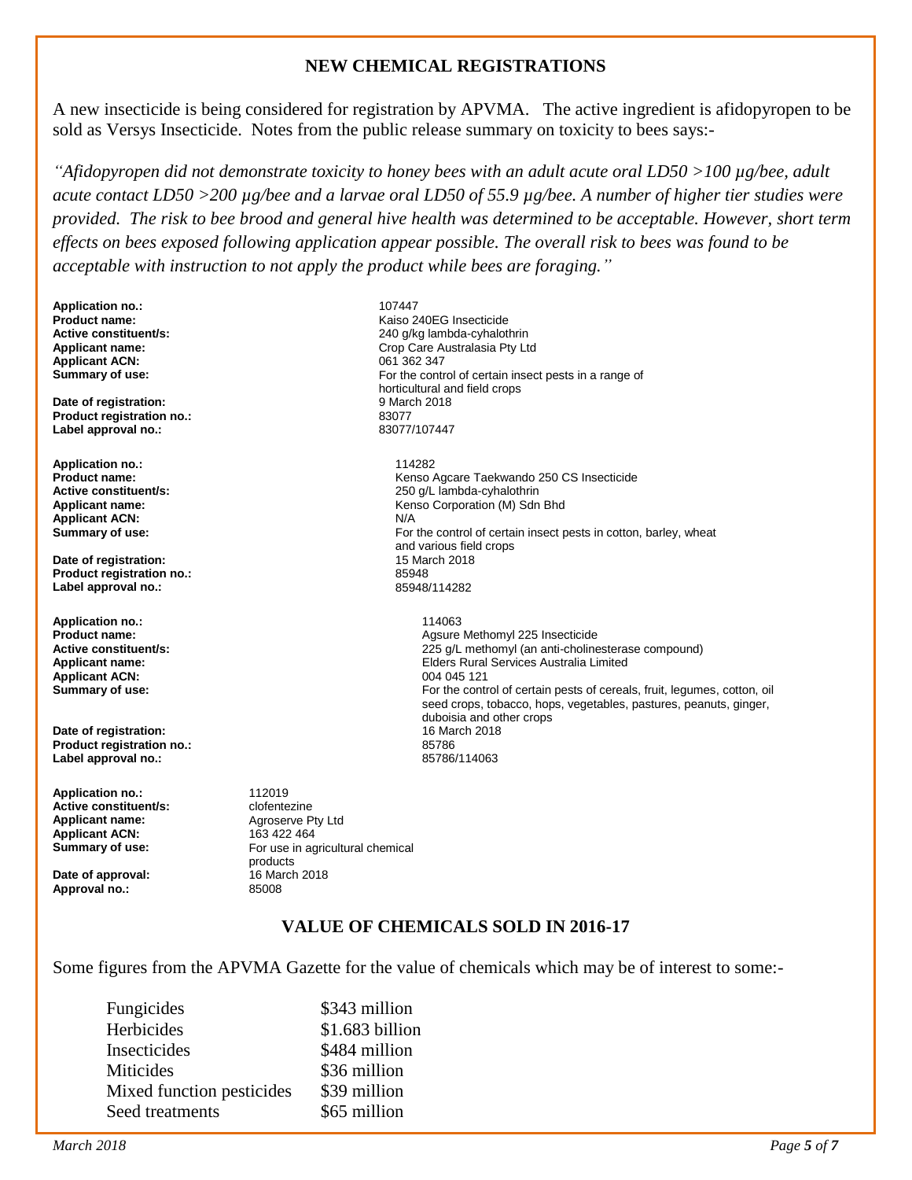## NEW CHEMICAL REGISTRATIONS

A new insecticide is being considered for registration by APVMA. The active ingredient is afidopyropen to be sold as Versys Insecticide. Notes from the public release summary on toxicity to bees says:-

*"Afidopyropen did not demonstrate toxicity to honey bees with an adult acute oral LD50 >100 µg/bee, adult acute contact LD50 >200 µg/bee and a larvae oral LD50 of 55.9 µg/bee. A number of higher tier studies were provided. The risk to bee brood and general hive health was determined to be acceptable. However, short term effects on bees exposed following application appear possible. The overall risk to bees was found to be acceptable with instruction to not apply the product while bees are foraging."*

**Application no.:** 107447
**Product name:** Kaiso 240EG Insecticide
**Active constituent/s:** 240 g/kg lambda-cyhalothrin
**Applicant name:** Crop Care Australasia Pty Ltd
**Applicant ACN:** 061 362 347
**Summary of use:** For the control of certain insect pests in a range of horticultural and field crops
**Date of registration:** 9 March 2018
**Product registration no.:** 83077
**Label approval no.:** 83077/107447

**Application no.:** 114282
**Product name:** Kenso Agcare Taekwando 250 CS Insecticide
**Active constituent/s:** 250 g/L lambda-cyhalothrin
**Applicant name:** Kenso Corporation (M) Sdn Bhd
**Applicant ACN:** N/A
**Summary of use:** For the control of certain insect pests in cotton, barley, wheat and various field crops
**Date of registration:** 15 March 2018
**Product registration no.:** 85948
**Label approval no.:** 85948/114282

**Application no.:** 114063
**Product name:** Agsure Methomyl 225 Insecticide
**Active constituent/s:** 225 g/L methomyl (an anti-cholinesterase compound)
**Applicant name:** Elders Rural Services Australia Limited
**Applicant ACN:** 004 045 121
**Summary of use:** For the control of certain pests of cereals, fruit, legumes, cotton, oil seed crops, tobacco, hops, vegetables, pastures, peanuts, ginger, duboisia and other crops
**Date of registration:** 16 March 2018
**Product registration no.:** 85786
**Label approval no.:** 85786/114063

**Application no.:** 112019
**Active constituent/s:** clofentezine
**Applicant name:** Agroserve Pty Ltd
**Applicant ACN:** 163 422 464
**Summary of use:** For use in agricultural chemical products
**Date of approval:** 16 March 2018
**Approval no.:** 85008

## VALUE OF CHEMICALS SOLD IN 2016-17

Some figures from the APVMA Gazette for the value of chemicals which may be of interest to some:-

| | |
|---|---|
| Fungicides | \$343 million |
| Herbicides | \$1.683 billion |
| Insecticides | \$484 million |
| Miticides | \$36 million |
| Mixed function pesticides | \$39 million |
| Seed treatments | \$65 million |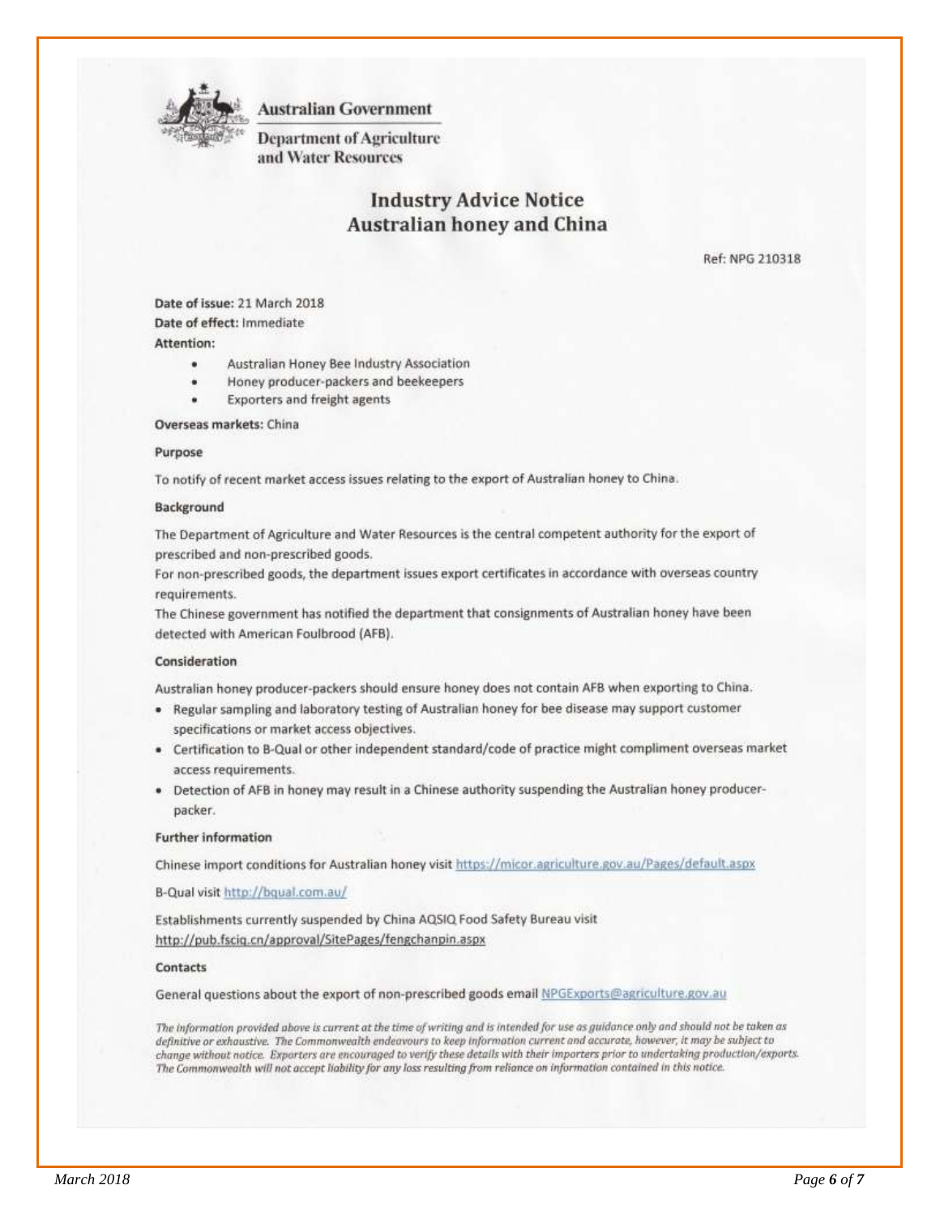**Australian Government**

**Department of Agriculture and Water Resources**

# Industry Advice Notice
# Australian honey and China

Ref: NPG 210318

**Date of issue:** 21 March 2018

**Date of effect:** Immediate

**Attention:**

- Australian Honey Bee Industry Association
- Honey producer-packers and beekeepers
- Exporters and freight agents

**Overseas markets:** China

**Purpose**

To notify of recent market access issues relating to the export of Australian honey to China.

**Background**

The Department of Agriculture and Water Resources is the central competent authority for the export of prescribed and non-prescribed goods.

For non-prescribed goods, the department issues export certificates in accordance with overseas country requirements.

The Chinese government has notified the department that consignments of Australian honey have been detected with American Foulbrood (AFB).

**Consideration**

Australian honey producer-packers should ensure honey does not contain AFB when exporting to China.

- Regular sampling and laboratory testing of Australian honey for bee disease may support customer specifications or market access objectives.
- Certification to B-Qual or other independent standard/code of practice might compliment overseas market access requirements.
- Detection of AFB in honey may result in a Chinese authority suspending the Australian honey producer-packer.

**Further information**

Chinese import conditions for Australian honey visit https://micor.agriculture.gov.au/Pages/default.aspx

B-Qual visit http://bqual.com.au/

Establishments currently suspended by China AQSIQ Food Safety Bureau visit http://pub.fsciq.cn/approval/SitePages/fengchanpin.aspx

**Contacts**

General questions about the export of non-prescribed goods email NPGExports@agriculture.gov.au

*The information provided above is current at the time of writing and is intended for use as guidance only and should not be taken as definitive or exhaustive. The Commonwealth endeavours to keep information current and accurate, however, it may be subject to change without notice. Exporters are encouraged to verify these details with their importers prior to undertaking production/exports. The Commonwealth will not accept liability for any loss resulting from reliance on information contained in this notice.*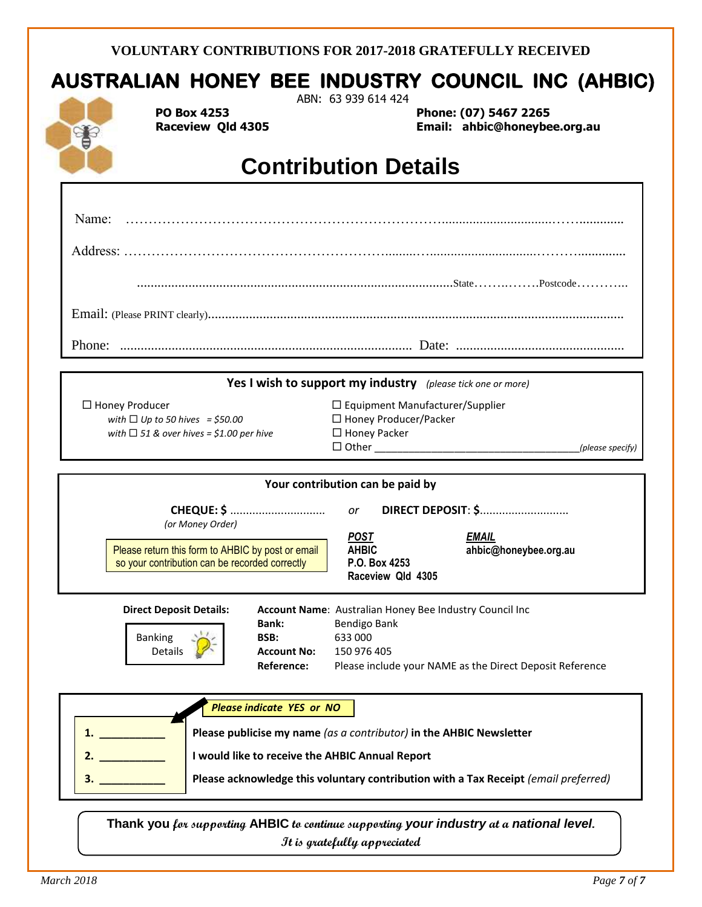**VOLUNTARY CONTRIBUTIONS FOR 2017-2018 GRATEFULLY RECEIVED**

# AUSTRALIAN HONEY BEE INDUSTRY COUNCIL INC (AHBIC)

ABN: 63 939 614 424

**PO Box 4253**
**Raceview Qld 4305**

**Phone: (07) 5467 2265**
**Email: ahbic@honeybee.org.au**

## Contribution Details

Name: ……………………………………………………………………………………………………

Address: ……………………………………………………………………………………………………

……………………………………………………………State……………Postcode…………

Email: (Please PRINT clearly)……………………………………………………………………………

Phone: ………………………………………………… Date: ………………………………………

**Yes I wish to support my industry** *(please tick one or more)*

☐ Honey Producer
*with ☐ Up to 50 hives = $50.00*
*with ☐ 51 & over hives = $1.00 per hive*

☐ Equipment Manufacturer/Supplier
☐ Honey Producer/Packer
☐ Honey Packer
☐ Other ___________________________________ *(please specify)*

**Your contribution can be paid by**

**CHEQUE: $** ……………………… *or* **DIRECT DEPOSIT: $**………………………
*(or Money Order)*

Please return this form to AHBIC by post or email so your contribution can be recorded correctly

***POST***
**AHBIC**
**P.O. Box 4253**
**Raceview Qld 4305**

***EMAIL***
**ahbic@honeybee.org.au**

**Direct Deposit Details:**

Banking Details

| | |
|---|---|
| **Account Name**: | Australian Honey Bee Industry Council Inc |
| **Bank:** | Bendigo Bank |
| **BSB:** | 633 000 |
| **Account No:** | 150 976 405 |
| **Reference:** | Please include your NAME as the Direct Deposit Reference |

***Please indicate YES or NO***

**1.** __________ **Please publicise my name** *(as a contributor)* **in the AHBIC Newsletter**

**2.** __________ **I would like to receive the AHBIC Annual Report**

**3.** __________ **Please acknowledge this voluntary contribution with a Tax Receipt** *(email preferred)*

**Thank you** *for supporting* **AHBIC** *to continue supporting* ***your industry*** *at a* ***national level.***
*It is gratefully appreciated*

*March 2018*